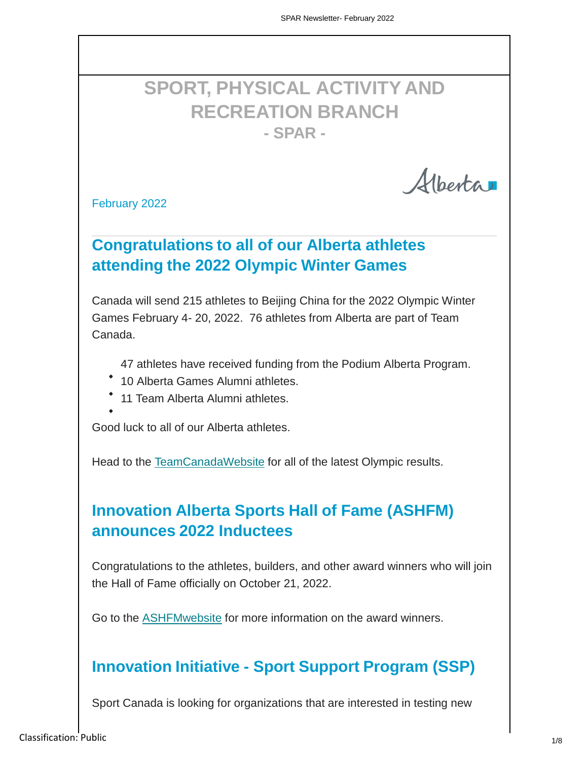# SPORT, PHYSICAL ACTIVITY AND RECREATION BRANCH
## - SPAR -

February 2022

## Congratulations to all of our Alberta athletes attending the 2022 Olympic Winter Games

Canada will send 215 athletes to Beijing China for the 2022 Olympic Winter Games February 4- 20, 2022. 76 athletes from Alberta are part of Team Canada.

- 47 athletes have received funding from the Podium Alberta Program.
- 10 Alberta Games Alumni athletes.
- 11 Team Alberta Alumni athletes.

Good luck to all of our Alberta athletes.

Head to the TeamCanadaWebsite for all of the latest Olympic results.

## Innovation Alberta Sports Hall of Fame (ASHFM) announces 2022 Inductees

Congratulations to the athletes, builders, and other award winners who will join the Hall of Fame officially on October 21, 2022.

Go to the ASHFMwebsite for more information on the award winners.

## Innovation Initiative - Sport Support Program (SSP)

Sport Canada is looking for organizations that are interested in testing new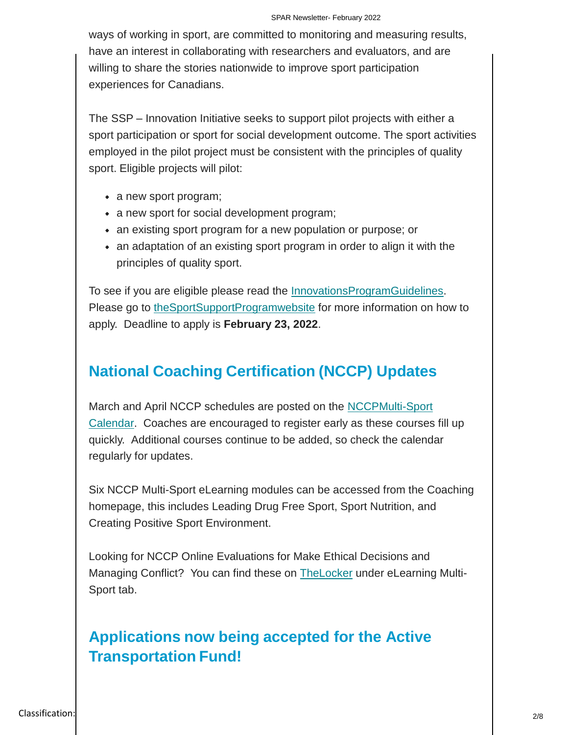ways of working in sport, are committed to monitoring and measuring results, have an interest in collaborating with researchers and evaluators, and are willing to share the stories nationwide to improve sport participation experiences for Canadians.

The SSP – Innovation Initiative seeks to support pilot projects with either a sport participation or sport for social development outcome. The sport activities employed in the pilot project must be consistent with the principles of quality sport. Eligible projects will pilot:

- a new sport program;
- a new sport for social development program;
- an existing sport program for a new population or purpose; or
- an adaptation of an existing sport program in order to align it with the principles of quality sport.

To see if you are eligible please read the InnovationsProgramGuidelines. Please go to theSportSupportProgramwebsite for more information on how to apply. Deadline to apply is **February 23, 2022**.

## National Coaching Certification (NCCP) Updates

March and April NCCP schedules are posted on the NCCPMulti-Sport Calendar. Coaches are encouraged to register early as these courses fill up quickly. Additional courses continue to be added, so check the calendar regularly for updates.

Six NCCP Multi-Sport eLearning modules can be accessed from the Coaching homepage, this includes Leading Drug Free Sport, Sport Nutrition, and Creating Positive Sport Environment.

Looking for NCCP Online Evaluations for Make Ethical Decisions and Managing Conflict? You can find these on TheLocker under eLearning Multi-Sport tab.

## Applications now being accepted for the Active Transportation Fund!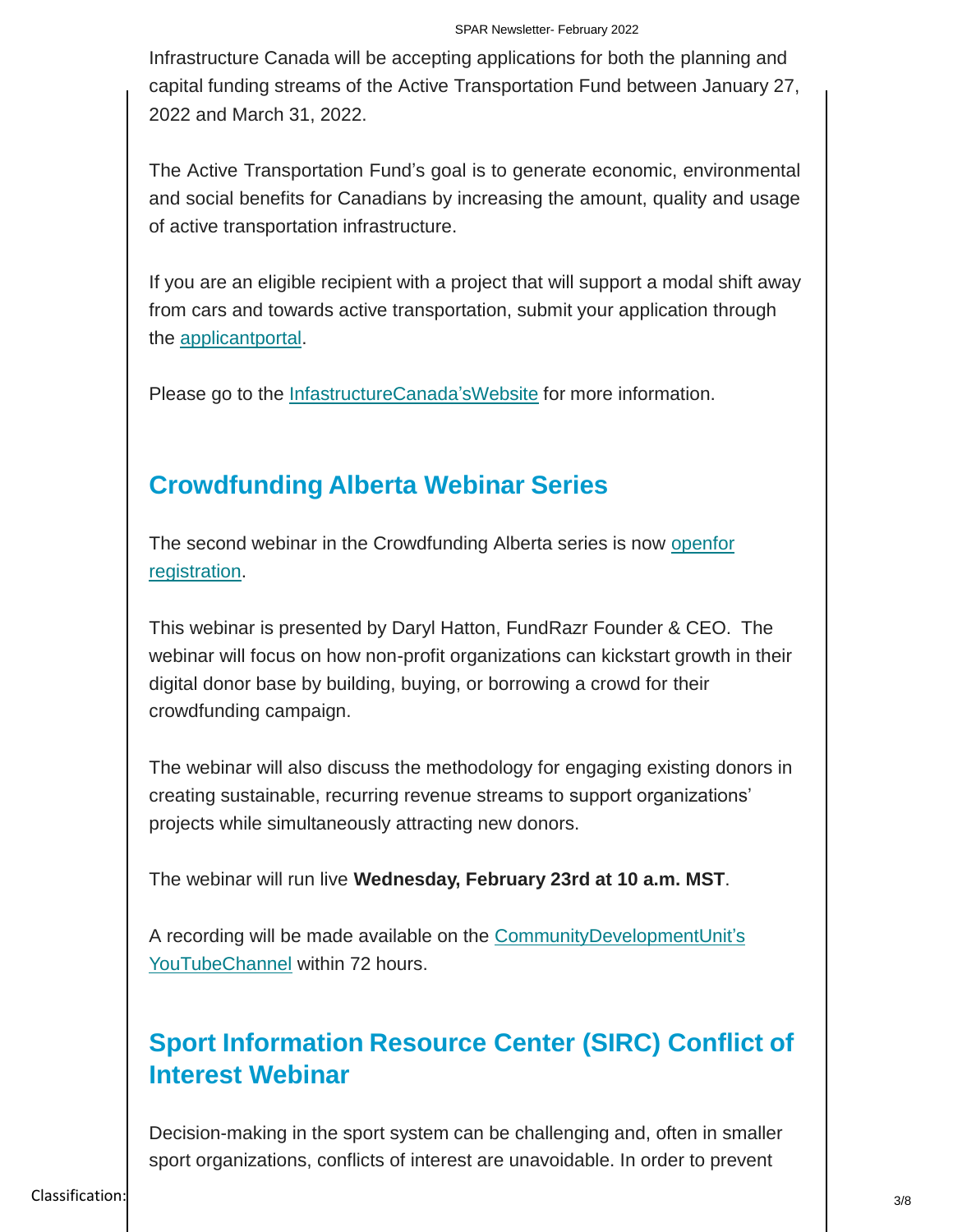Infrastructure Canada will be accepting applications for both the planning and capital funding streams of the Active Transportation Fund between January 27, 2022 and March 31, 2022.

The Active Transportation Fund's goal is to generate economic, environmental and social benefits for Canadians by increasing the amount, quality and usage of active transportation infrastructure.

If you are an eligible recipient with a project that will support a modal shift away from cars and towards active transportation, submit your application through the applicantportal.

Please go to the InfastructureCanada'sWebsite for more information.

## Crowdfunding Alberta Webinar Series

The second webinar in the Crowdfunding Alberta series is now openfor registration.

This webinar is presented by Daryl Hatton, FundRazr Founder & CEO. The webinar will focus on how non-profit organizations can kickstart growth in their digital donor base by building, buying, or borrowing a crowd for their crowdfunding campaign.

The webinar will also discuss the methodology for engaging existing donors in creating sustainable, recurring revenue streams to support organizations' projects while simultaneously attracting new donors.

The webinar will run live **Wednesday, February 23rd at 10 a.m. MST**.

A recording will be made available on the CommunityDevelopmentUnit's YouTubeChannel within 72 hours.

## Sport Information Resource Center (SIRC) Conflict of Interest Webinar

Decision-making in the sport system can be challenging and, often in smaller sport organizations, conflicts of interest are unavoidable. In order to prevent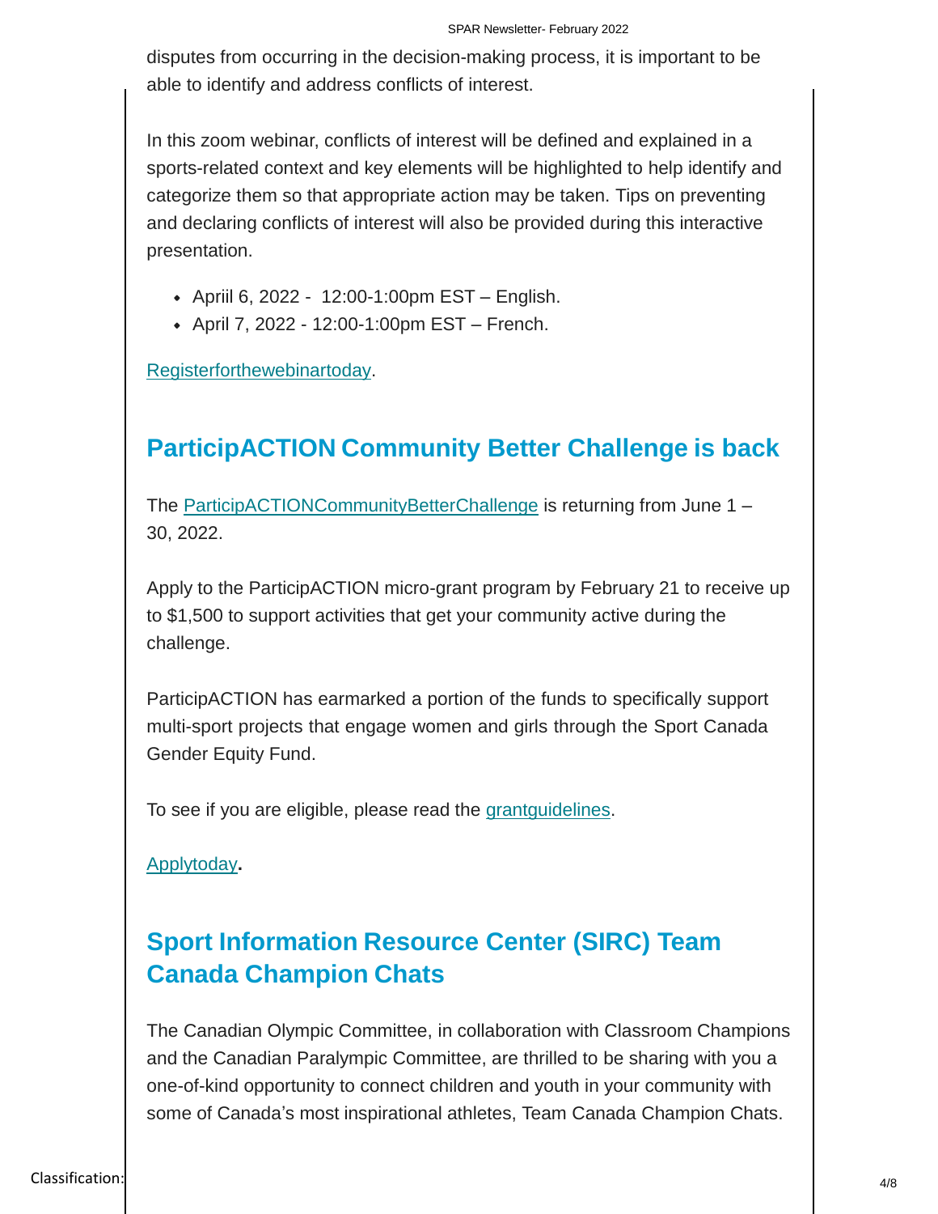disputes from occurring in the decision-making process, it is important to be able to identify and address conflicts of interest.

In this zoom webinar, conflicts of interest will be defined and explained in a sports-related context and key elements will be highlighted to help identify and categorize them so that appropriate action may be taken. Tips on preventing and declaring conflicts of interest will also be provided during this interactive presentation.

- Apriil 6, 2022 - 12:00-1:00pm EST – English.
- April 7, 2022 - 12:00-1:00pm EST – French.

Registerforthewebinartoday.

## ParticipACTION Community Better Challenge is back

The ParticipACTIONCommunityBetterChallenge is returning from June 1 – 30, 2022.

Apply to the ParticipACTION micro-grant program by February 21 to receive up to $1,500 to support activities that get your community active during the challenge.

ParticipACTION has earmarked a portion of the funds to specifically support multi-sport projects that engage women and girls through the Sport Canada Gender Equity Fund.

To see if you are eligible, please read the grantguidelines.

Applytoday**.**

## Sport Information Resource Center (SIRC) Team Canada Champion Chats

The Canadian Olympic Committee, in collaboration with Classroom Champions and the Canadian Paralympic Committee, are thrilled to be sharing with you a one-of-kind opportunity to connect children and youth in your community with some of Canada's most inspirational athletes, Team Canada Champion Chats.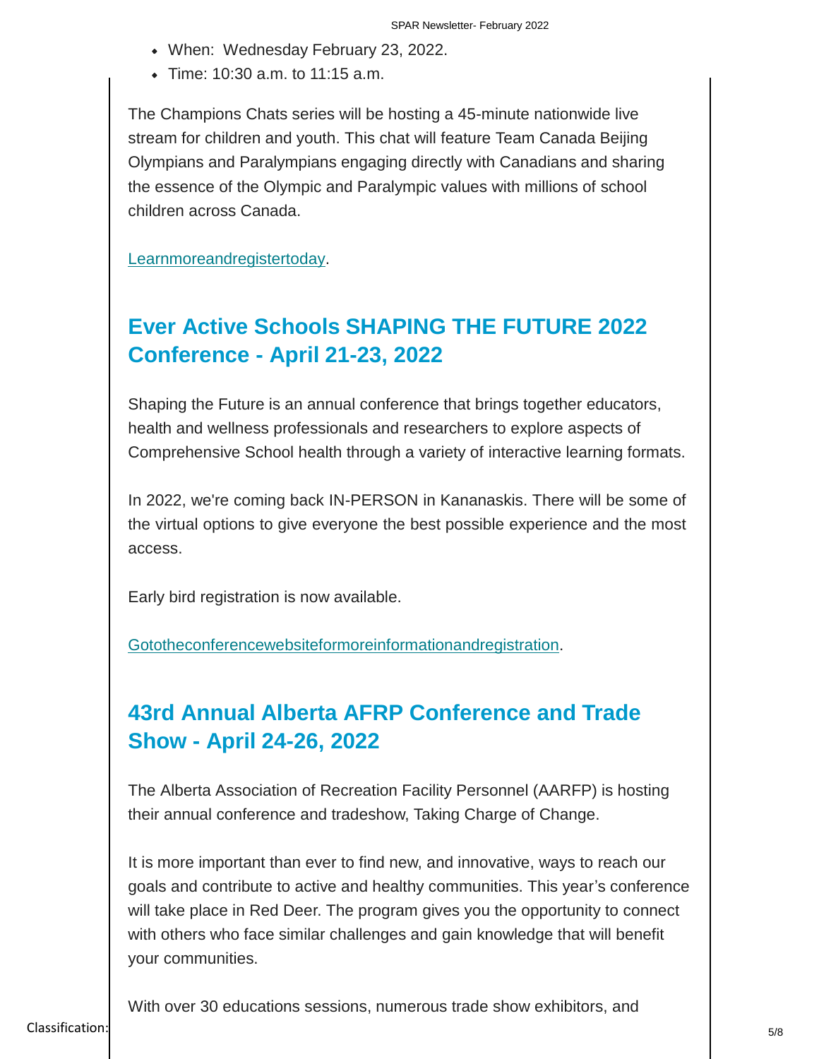- When: Wednesday February 23, 2022.
- Time: 10:30 a.m. to 11:15 a.m.

The Champions Chats series will be hosting a 45-minute nationwide live stream for children and youth. This chat will feature Team Canada Beijing Olympians and Paralympians engaging directly with Canadians and sharing the essence of the Olympic and Paralympic values with millions of school children across Canada.

Learnmoreandregistertoday.

## Ever Active Schools SHAPING THE FUTURE 2022 Conference - April 21-23, 2022

Shaping the Future is an annual conference that brings together educators, health and wellness professionals and researchers to explore aspects of Comprehensive School health through a variety of interactive learning formats.

In 2022, we're coming back IN-PERSON in Kananaskis. There will be some of the virtual options to give everyone the best possible experience and the most access.

Early bird registration is now available.

Gotothe conferencewebsiteformoreinformationandregistration.

## 43rd Annual Alberta AFRP Conference and Trade Show - April 24-26, 2022

The Alberta Association of Recreation Facility Personnel (AARFP) is hosting their annual conference and tradeshow, Taking Charge of Change.

It is more important than ever to find new, and innovative, ways to reach our goals and contribute to active and healthy communities. This year's conference will take place in Red Deer. The program gives you the opportunity to connect with others who face similar challenges and gain knowledge that will benefit your communities.

With over 30 educations sessions, numerous trade show exhibitors, and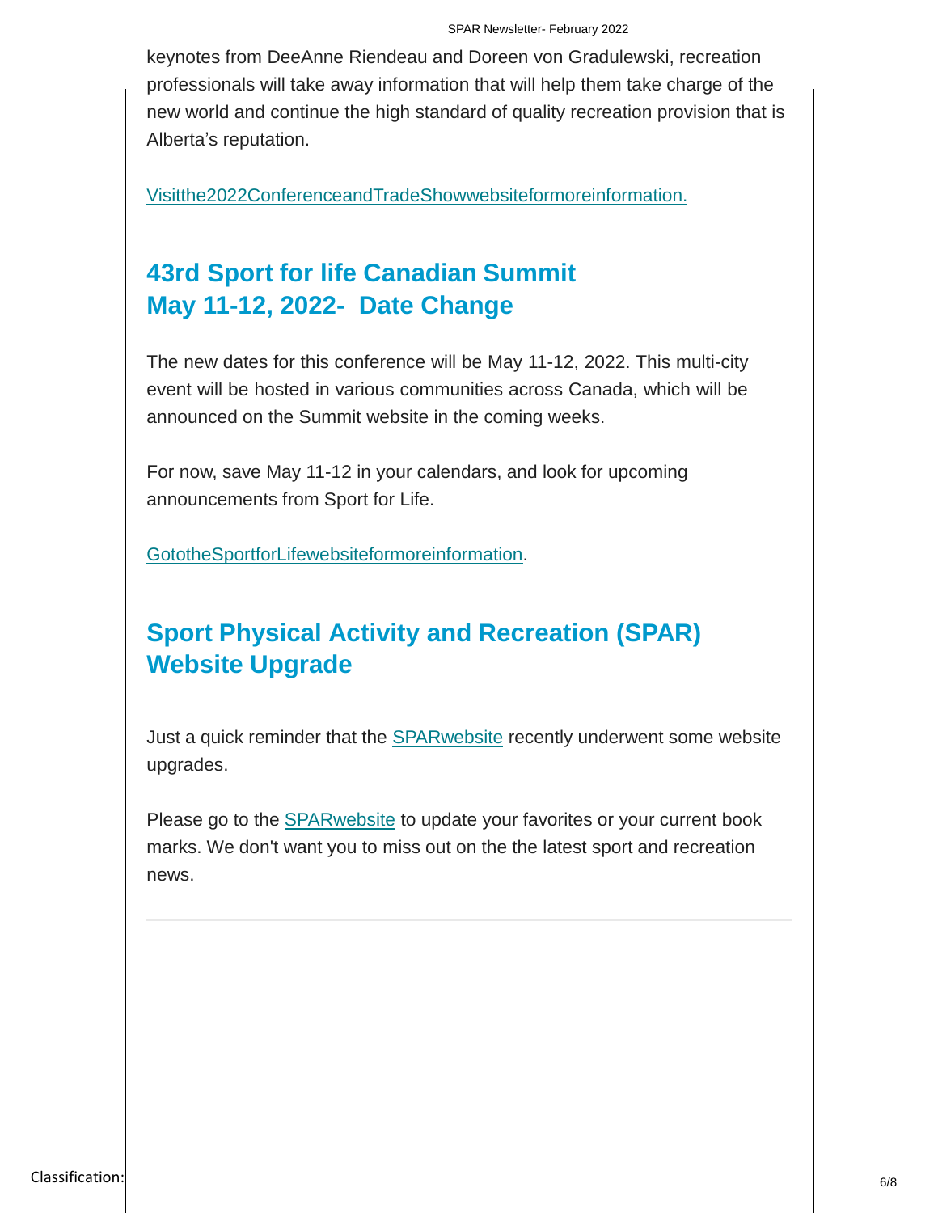keynotes from DeeAnne Riendeau and Doreen von Gradulewski, recreation professionals will take away information that will help them take charge of the new world and continue the high standard of quality recreation provision that is Alberta's reputation.

Visitthe2022ConferenceandTradeShowwebsiteformoreinformation.

## 43rd Sport for life Canadian Summit May 11-12, 2022- Date Change

The new dates for this conference will be May 11-12, 2022. This multi-city event will be hosted in various communities across Canada, which will be announced on the Summit website in the coming weeks.

For now, save May 11-12 in your calendars, and look for upcoming announcements from Sport for Life.

GototheSportforLifewebsiteformoreinformation.

## Sport Physical Activity and Recreation (SPAR) Website Upgrade

Just a quick reminder that the SPARwebsite recently underwent some website upgrades.

Please go to the SPARwebsite to update your favorites or your current book marks. We don't want you to miss out on the the latest sport and recreation news.

---

Classification: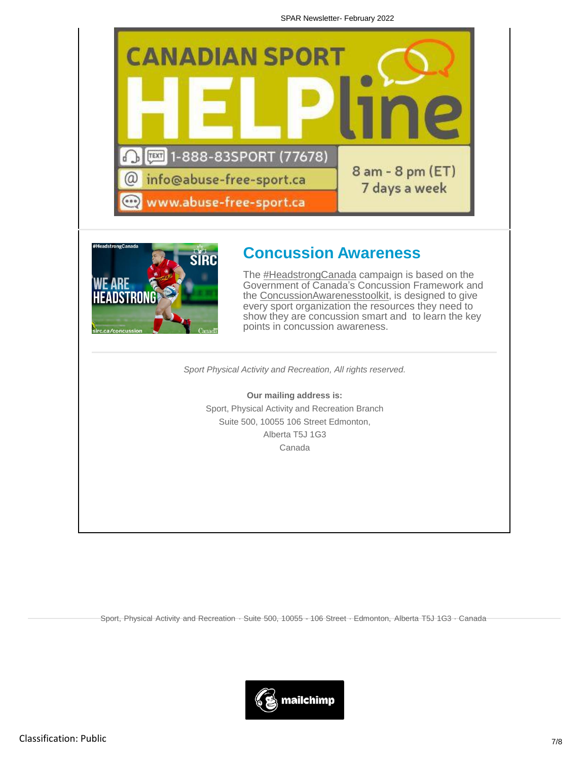CANADIAN SPORT HELPline

1-888-83SPORT (77678)

info@abuse-free-sport.ca

www.abuse-free-sport.ca

8 am - 8 pm (ET)
7 days a week

## Concussion Awareness

The #HeadstrongCanada campaign is based on the Government of Canada's Concussion Framework and the ConcussionAwarenesstoolkit, is designed to give every sport organization the resources they need to show they are concussion smart and to learn the key points in concussion awareness.

*Sport Physical Activity and Recreation, All rights reserved.*

**Our mailing address is:**
Sport, Physical Activity and Recreation Branch
Suite 500, 10055 106 Street Edmonton,
Alberta T5J 1G3
Canada

Sport, Physical Activity and Recreation · Suite 500, 10055 - 106 Street · Edmonton, Alberta T5J 1G3 · Canada

Classification: Public